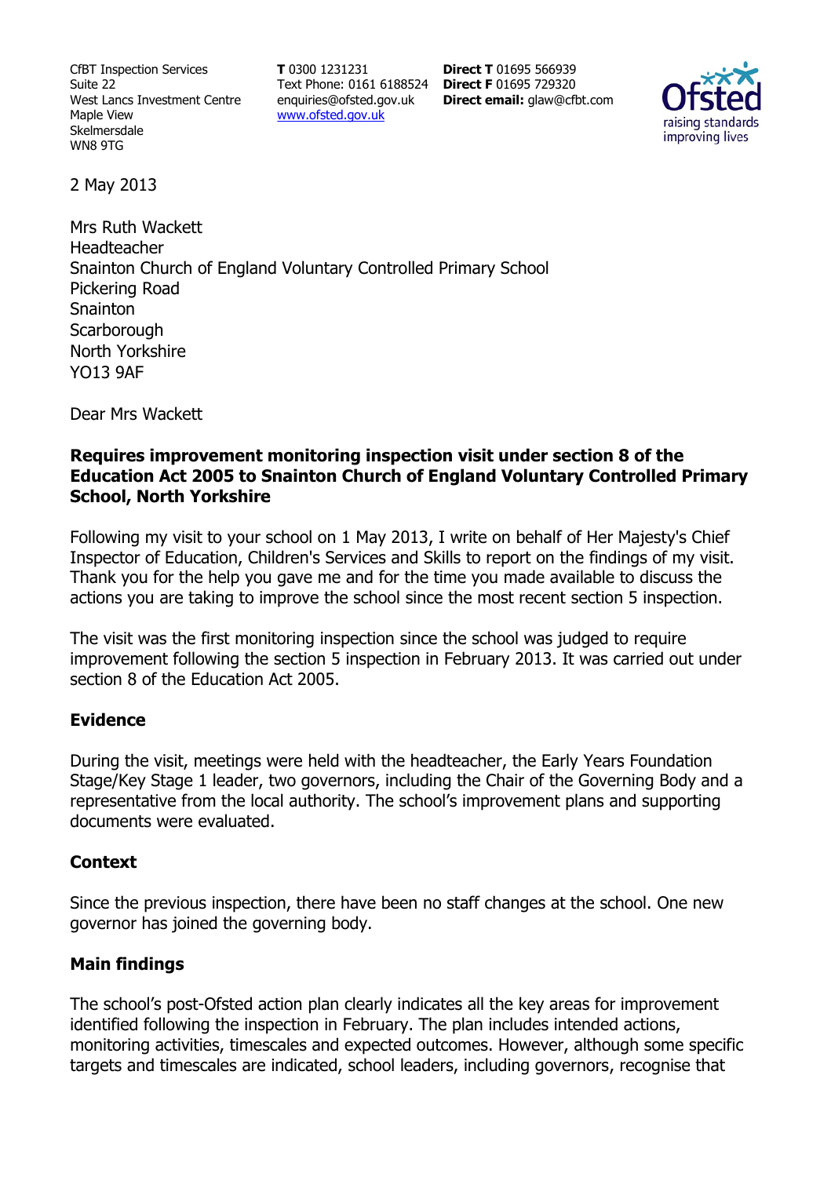CfBT Inspection Services
Suite 22
West Lancs Investment Centre
Maple View
Skelmersdale
WN8 9TG

**T** 0300 1231231
Text Phone: 0161 6188524
enquiries@ofsted.gov.uk
www.ofsted.gov.uk

**Direct T** 01695 566939
**Direct F** 01695 729320
**Direct email:** glaw@cfbt.com

2 May 2013

Mrs Ruth Wackett
Headteacher
Snainton Church of England Voluntary Controlled Primary School
Pickering Road
Snainton
Scarborough
North Yorkshire
YO13 9AF

Dear Mrs Wackett

**Requires improvement monitoring inspection visit under section 8 of the Education Act 2005 to Snainton Church of England Voluntary Controlled Primary School, North Yorkshire**

Following my visit to your school on 1 May 2013, I write on behalf of Her Majesty's Chief Inspector of Education, Children's Services and Skills to report on the findings of my visit. Thank you for the help you gave me and for the time you made available to discuss the actions you are taking to improve the school since the most recent section 5 inspection.

The visit was the first monitoring inspection since the school was judged to require improvement following the section 5 inspection in February 2013. It was carried out under section 8 of the Education Act 2005.

## Evidence

During the visit, meetings were held with the headteacher, the Early Years Foundation Stage/Key Stage 1 leader, two governors, including the Chair of the Governing Body and a representative from the local authority. The school's improvement plans and supporting documents were evaluated.

## Context

Since the previous inspection, there have been no staff changes at the school. One new governor has joined the governing body.

## Main findings

The school's post-Ofsted action plan clearly indicates all the key areas for improvement identified following the inspection in February. The plan includes intended actions, monitoring activities, timescales and expected outcomes. However, although some specific targets and timescales are indicated, school leaders, including governors, recognise that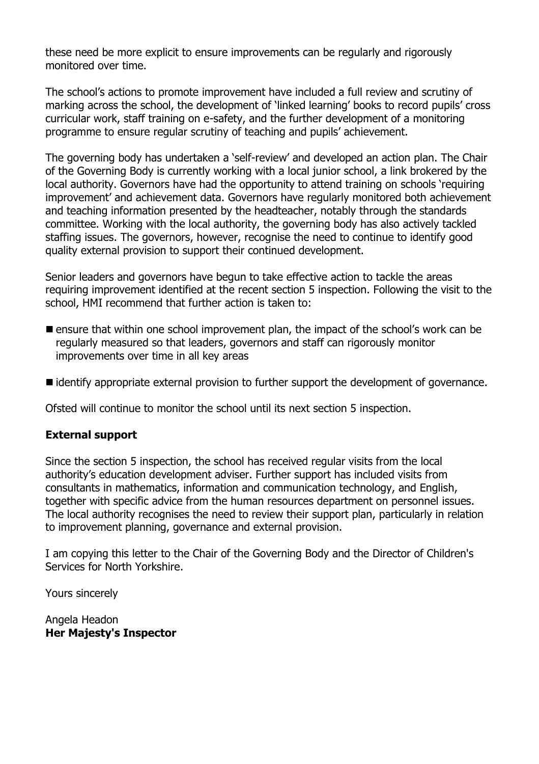these need be more explicit to ensure improvements can be regularly and rigorously monitored over time.

The school's actions to promote improvement have included a full review and scrutiny of marking across the school, the development of 'linked learning' books to record pupils' cross curricular work, staff training on e-safety, and the further development of a monitoring programme to ensure regular scrutiny of teaching and pupils' achievement.

The governing body has undertaken a 'self-review' and developed an action plan. The Chair of the Governing Body is currently working with a local junior school, a link brokered by the local authority. Governors have had the opportunity to attend training on schools 'requiring improvement' and achievement data. Governors have regularly monitored both achievement and teaching information presented by the headteacher, notably through the standards committee. Working with the local authority, the governing body has also actively tackled staffing issues. The governors, however, recognise the need to continue to identify good quality external provision to support their continued development.

Senior leaders and governors have begun to take effective action to tackle the areas requiring improvement identified at the recent section 5 inspection. Following the visit to the school, HMI recommend that further action is taken to:

- ensure that within one school improvement plan, the impact of the school's work can be regularly measured so that leaders, governors and staff can rigorously monitor improvements over time in all key areas
- identify appropriate external provision to further support the development of governance.

Ofsted will continue to monitor the school until its next section 5 inspection.

### External support

Since the section 5 inspection, the school has received regular visits from the local authority's education development adviser. Further support has included visits from consultants in mathematics, information and communication technology, and English, together with specific advice from the human resources department on personnel issues. The local authority recognises the need to review their support plan, particularly in relation to improvement planning, governance and external provision.

I am copying this letter to the Chair of the Governing Body and the Director of Children's Services for North Yorkshire.

Yours sincerely

Angela Headon
**Her Majesty's Inspector**